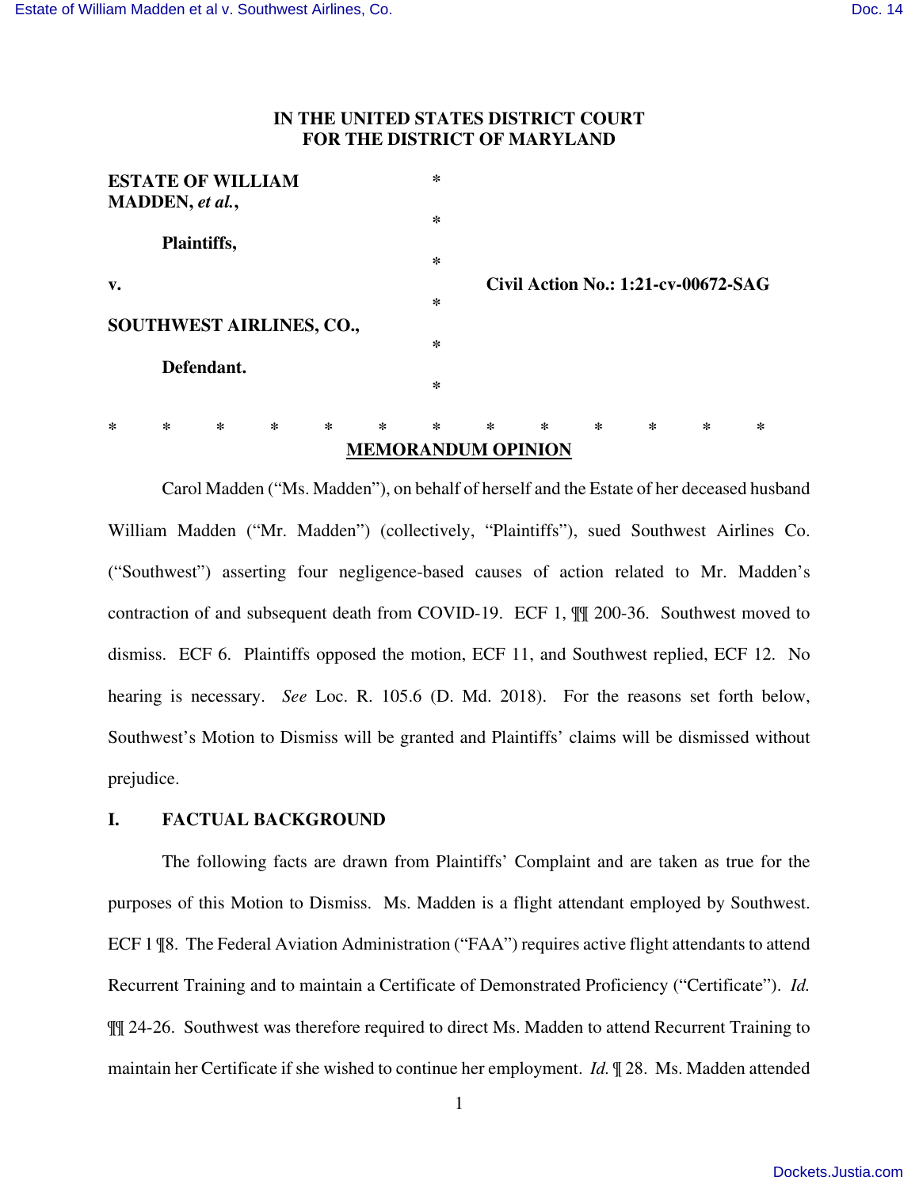**IN THE UNITED STATES DISTRICT COURT**
**FOR THE DISTRICT OF MARYLAND**

| | | |
|---|---|---|
| **ESTATE OF WILLIAM MADDEN, *et al.*,** | * | |
| | * | |
| **Plaintiffs,** | * | |
| **v.** | * | **Civil Action No.: 1:21-cv-00672-SAG** |
| **SOUTHWEST AIRLINES, CO.,** | * | |
| **Defendant.** | * | |

\* \* \* \* \* \* \* \* \* \* \* \* \*

## MEMORANDUM OPINION

Carol Madden ("Ms. Madden"), on behalf of herself and the Estate of her deceased husband William Madden ("Mr. Madden") (collectively, "Plaintiffs"), sued Southwest Airlines Co. ("Southwest") asserting four negligence-based causes of action related to Mr. Madden's contraction of and subsequent death from COVID-19. ECF 1, ¶¶ 200-36. Southwest moved to dismiss. ECF 6. Plaintiffs opposed the motion, ECF 11, and Southwest replied, ECF 12. No hearing is necessary. *See* Loc. R. 105.6 (D. Md. 2018). For the reasons set forth below, Southwest's Motion to Dismiss will be granted and Plaintiffs' claims will be dismissed without prejudice.

## I. FACTUAL BACKGROUND

The following facts are drawn from Plaintiffs' Complaint and are taken as true for the purposes of this Motion to Dismiss. Ms. Madden is a flight attendant employed by Southwest. ECF 1 ¶8. The Federal Aviation Administration ("FAA") requires active flight attendants to attend Recurrent Training and to maintain a Certificate of Demonstrated Proficiency ("Certificate"). *Id.* ¶¶ 24-26. Southwest was therefore required to direct Ms. Madden to attend Recurrent Training to maintain her Certificate if she wished to continue her employment. *Id.* ¶ 28. Ms. Madden attended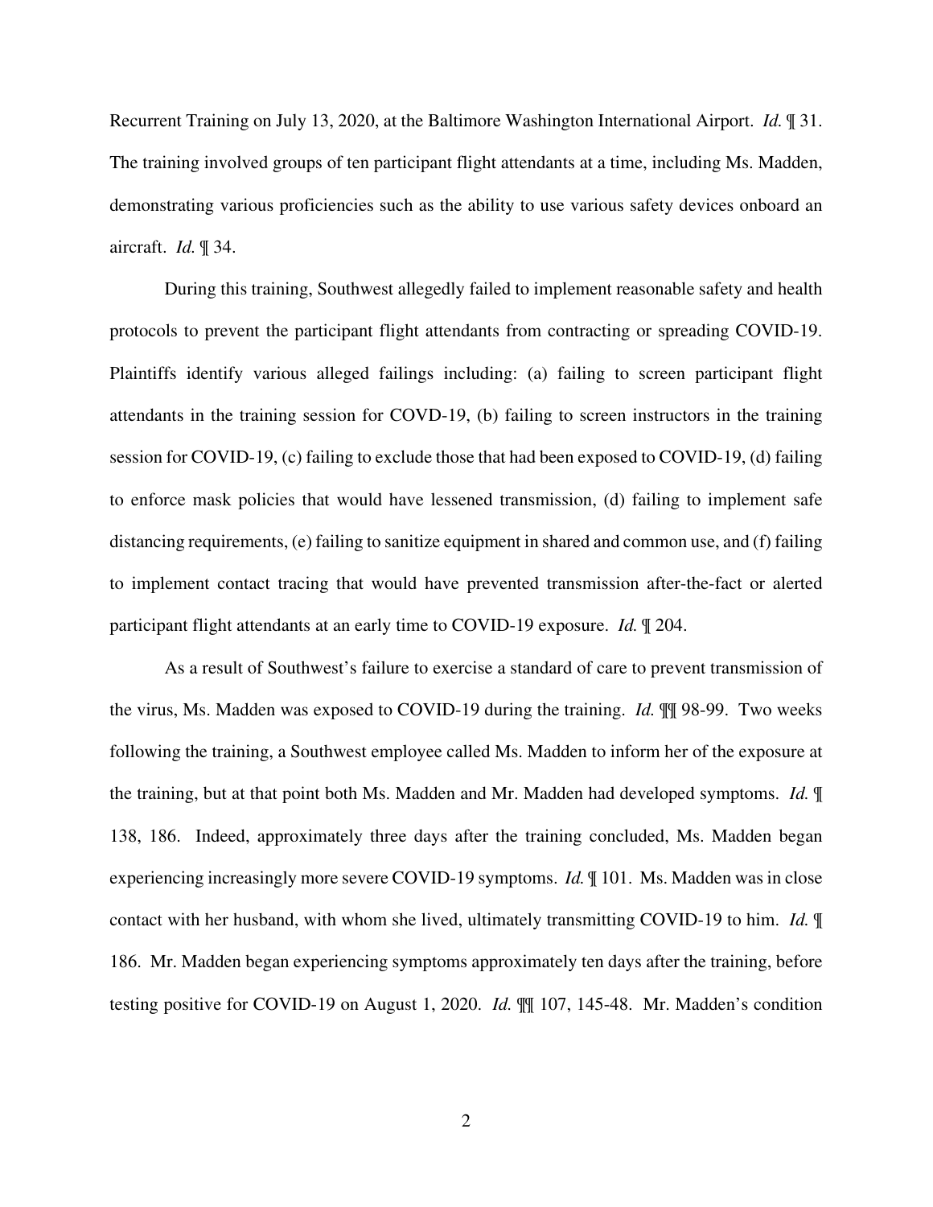Recurrent Training on July 13, 2020, at the Baltimore Washington International Airport. *Id.* ¶ 31. The training involved groups of ten participant flight attendants at a time, including Ms. Madden, demonstrating various proficiencies such as the ability to use various safety devices onboard an aircraft. *Id.* ¶ 34.

During this training, Southwest allegedly failed to implement reasonable safety and health protocols to prevent the participant flight attendants from contracting or spreading COVID-19. Plaintiffs identify various alleged failings including: (a) failing to screen participant flight attendants in the training session for COVD-19, (b) failing to screen instructors in the training session for COVID-19, (c) failing to exclude those that had been exposed to COVID-19, (d) failing to enforce mask policies that would have lessened transmission, (d) failing to implement safe distancing requirements, (e) failing to sanitize equipment in shared and common use, and (f) failing to implement contact tracing that would have prevented transmission after-the-fact or alerted participant flight attendants at an early time to COVID-19 exposure. *Id.* ¶ 204.

As a result of Southwest's failure to exercise a standard of care to prevent transmission of the virus, Ms. Madden was exposed to COVID-19 during the training. *Id.* ¶¶ 98-99. Two weeks following the training, a Southwest employee called Ms. Madden to inform her of the exposure at the training, but at that point both Ms. Madden and Mr. Madden had developed symptoms. *Id.* ¶ 138, 186. Indeed, approximately three days after the training concluded, Ms. Madden began experiencing increasingly more severe COVID-19 symptoms. *Id.* ¶ 101. Ms. Madden was in close contact with her husband, with whom she lived, ultimately transmitting COVID-19 to him. *Id.* ¶ 186. Mr. Madden began experiencing symptoms approximately ten days after the training, before testing positive for COVID-19 on August 1, 2020. *Id.* ¶¶ 107, 145-48. Mr. Madden's condition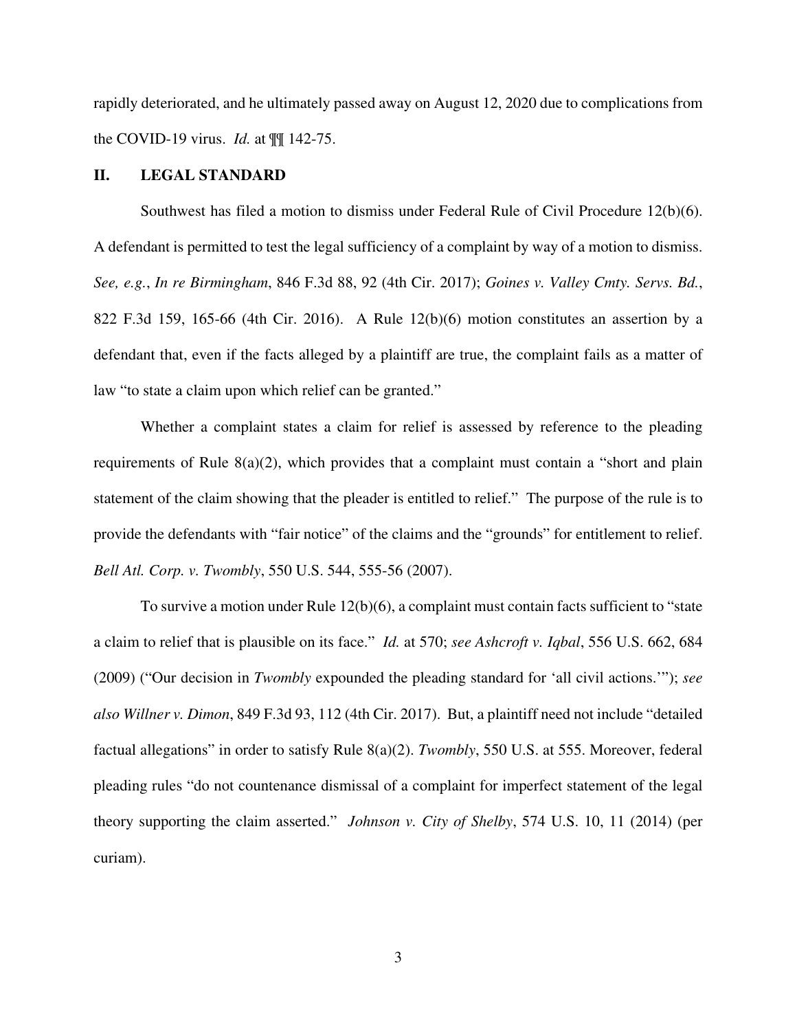rapidly deteriorated, and he ultimately passed away on August 12, 2020 due to complications from the COVID-19 virus. *Id.* at ¶¶ 142-75.

## II. LEGAL STANDARD

Southwest has filed a motion to dismiss under Federal Rule of Civil Procedure 12(b)(6). A defendant is permitted to test the legal sufficiency of a complaint by way of a motion to dismiss. *See, e.g.*, *In re Birmingham*, 846 F.3d 88, 92 (4th Cir. 2017); *Goines v. Valley Cmty. Servs. Bd.*, 822 F.3d 159, 165-66 (4th Cir. 2016). A Rule 12(b)(6) motion constitutes an assertion by a defendant that, even if the facts alleged by a plaintiff are true, the complaint fails as a matter of law "to state a claim upon which relief can be granted."

Whether a complaint states a claim for relief is assessed by reference to the pleading requirements of Rule 8(a)(2), which provides that a complaint must contain a "short and plain statement of the claim showing that the pleader is entitled to relief." The purpose of the rule is to provide the defendants with "fair notice" of the claims and the "grounds" for entitlement to relief. *Bell Atl. Corp. v. Twombly*, 550 U.S. 544, 555-56 (2007).

To survive a motion under Rule 12(b)(6), a complaint must contain facts sufficient to "state a claim to relief that is plausible on its face." *Id.* at 570; *see Ashcroft v. Iqbal*, 556 U.S. 662, 684 (2009) ("Our decision in *Twombly* expounded the pleading standard for 'all civil actions.'"); *see also Willner v. Dimon*, 849 F.3d 93, 112 (4th Cir. 2017). But, a plaintiff need not include "detailed factual allegations" in order to satisfy Rule 8(a)(2). *Twombly*, 550 U.S. at 555. Moreover, federal pleading rules "do not countenance dismissal of a complaint for imperfect statement of the legal theory supporting the claim asserted." *Johnson v. City of Shelby*, 574 U.S. 10, 11 (2014) (per curiam).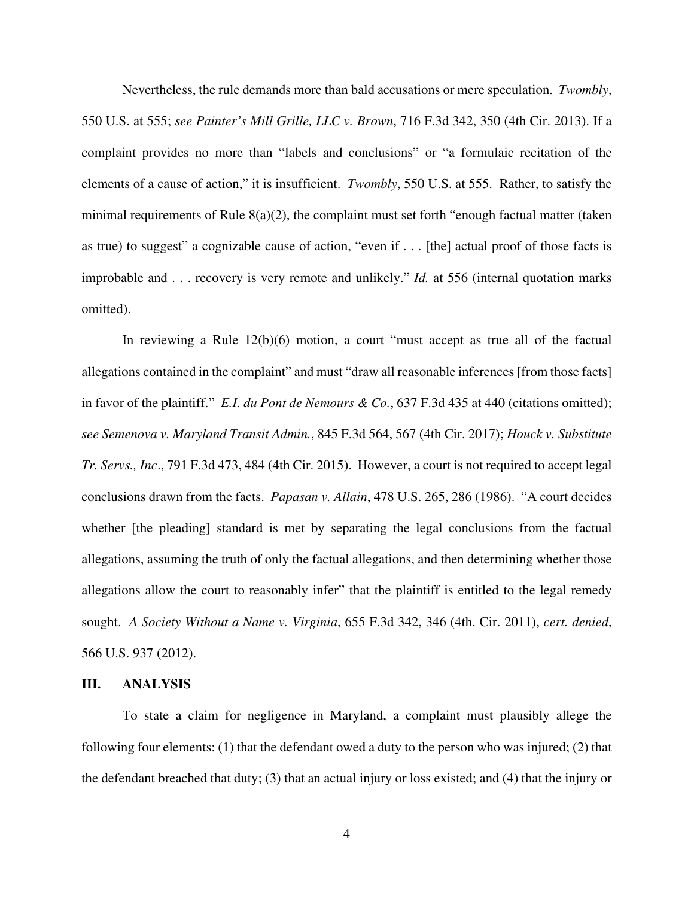Nevertheless, the rule demands more than bald accusations or mere speculation. *Twombly*, 550 U.S. at 555; *see Painter's Mill Grille, LLC v. Brown*, 716 F.3d 342, 350 (4th Cir. 2013). If a complaint provides no more than "labels and conclusions" or "a formulaic recitation of the elements of a cause of action," it is insufficient. *Twombly*, 550 U.S. at 555. Rather, to satisfy the minimal requirements of Rule 8(a)(2), the complaint must set forth "enough factual matter (taken as true) to suggest" a cognizable cause of action, "even if . . . [the] actual proof of those facts is improbable and . . . recovery is very remote and unlikely." *Id.* at 556 (internal quotation marks omitted).

In reviewing a Rule 12(b)(6) motion, a court "must accept as true all of the factual allegations contained in the complaint" and must "draw all reasonable inferences [from those facts] in favor of the plaintiff." *E.I. du Pont de Nemours & Co.*, 637 F.3d 435 at 440 (citations omitted); *see Semenova v. Maryland Transit Admin.*, 845 F.3d 564, 567 (4th Cir. 2017); *Houck v. Substitute Tr. Servs., Inc*., 791 F.3d 473, 484 (4th Cir. 2015). However, a court is not required to accept legal conclusions drawn from the facts. *Papasan v. Allain*, 478 U.S. 265, 286 (1986). "A court decides whether [the pleading] standard is met by separating the legal conclusions from the factual allegations, assuming the truth of only the factual allegations, and then determining whether those allegations allow the court to reasonably infer" that the plaintiff is entitled to the legal remedy sought. *A Society Without a Name v. Virginia*, 655 F.3d 342, 346 (4th. Cir. 2011), *cert. denied*, 566 U.S. 937 (2012).

## III. ANALYSIS

To state a claim for negligence in Maryland, a complaint must plausibly allege the following four elements: (1) that the defendant owed a duty to the person who was injured; (2) that the defendant breached that duty; (3) that an actual injury or loss existed; and (4) that the injury or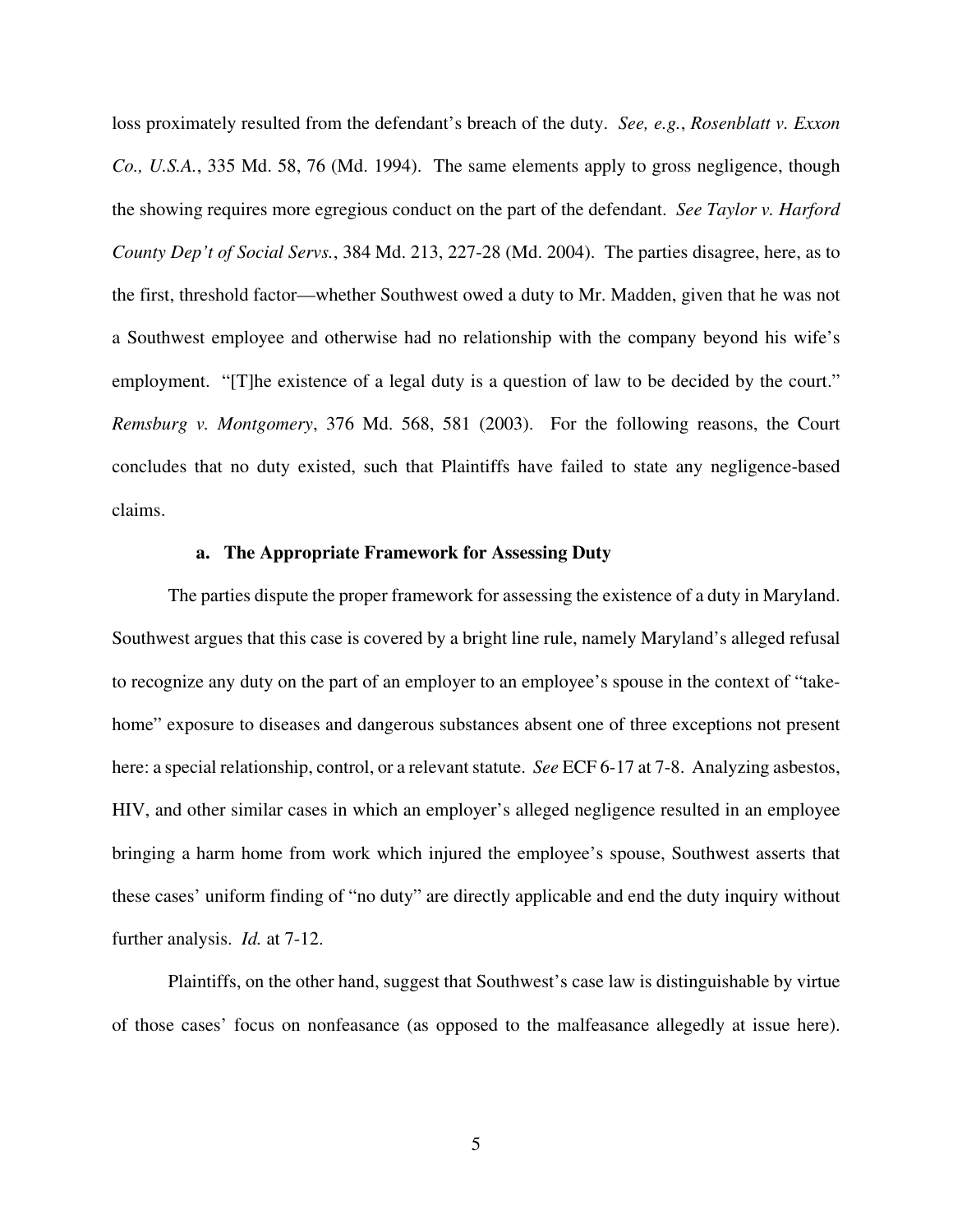loss proximately resulted from the defendant's breach of the duty. *See, e.g.*, *Rosenblatt v. Exxon Co., U.S.A.*, 335 Md. 58, 76 (Md. 1994). The same elements apply to gross negligence, though the showing requires more egregious conduct on the part of the defendant. *See Taylor v. Harford County Dep't of Social Servs.*, 384 Md. 213, 227-28 (Md. 2004). The parties disagree, here, as to the first, threshold factor—whether Southwest owed a duty to Mr. Madden, given that he was not a Southwest employee and otherwise had no relationship with the company beyond his wife's employment. "[T]he existence of a legal duty is a question of law to be decided by the court." *Remsburg v. Montgomery*, 376 Md. 568, 581 (2003). For the following reasons, the Court concludes that no duty existed, such that Plaintiffs have failed to state any negligence-based claims.

#### a. The Appropriate Framework for Assessing Duty

The parties dispute the proper framework for assessing the existence of a duty in Maryland. Southwest argues that this case is covered by a bright line rule, namely Maryland's alleged refusal to recognize any duty on the part of an employer to an employee's spouse in the context of "take-home" exposure to diseases and dangerous substances absent one of three exceptions not present here: a special relationship, control, or a relevant statute. *See* ECF 6-17 at 7-8. Analyzing asbestos, HIV, and other similar cases in which an employer's alleged negligence resulted in an employee bringing a harm home from work which injured the employee's spouse, Southwest asserts that these cases' uniform finding of "no duty" are directly applicable and end the duty inquiry without further analysis. *Id.* at 7-12.

Plaintiffs, on the other hand, suggest that Southwest's case law is distinguishable by virtue of those cases' focus on nonfeasance (as opposed to the malfeasance allegedly at issue here).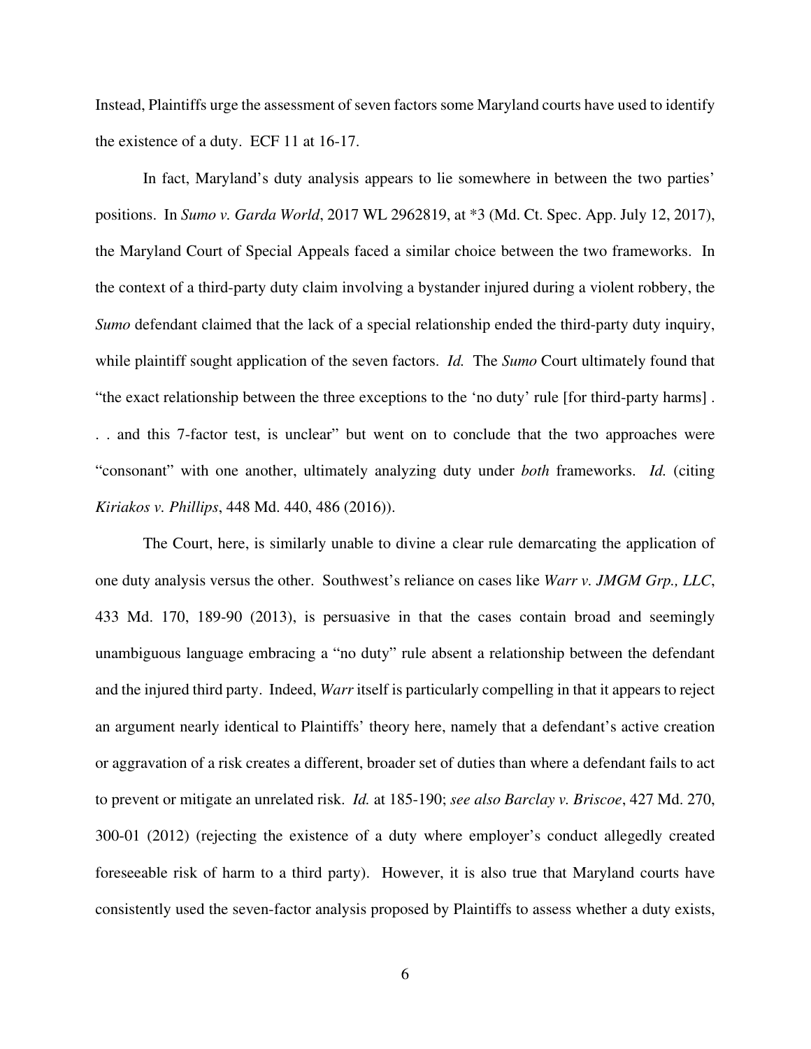Instead, Plaintiffs urge the assessment of seven factors some Maryland courts have used to identify the existence of a duty. ECF 11 at 16-17.

In fact, Maryland's duty analysis appears to lie somewhere in between the two parties' positions. In *Sumo v. Garda World*, 2017 WL 2962819, at *3 (Md. Ct. Spec. App. July 12, 2017), the Maryland Court of Special Appeals faced a similar choice between the two frameworks. In the context of a third-party duty claim involving a bystander injured during a violent robbery, the *Sumo* defendant claimed that the lack of a special relationship ended the third-party duty inquiry, while plaintiff sought application of the seven factors. *Id.* The *Sumo* Court ultimately found that "the exact relationship between the three exceptions to the 'no duty' rule [for third-party harms] . . . and this 7-factor test, is unclear" but went on to conclude that the two approaches were "consonant" with one another, ultimately analyzing duty under *both* frameworks. *Id.* (citing *Kiriakos v. Phillips*, 448 Md. 440, 486 (2016)).

The Court, here, is similarly unable to divine a clear rule demarcating the application of one duty analysis versus the other. Southwest's reliance on cases like *Warr v. JMGM Grp., LLC*, 433 Md. 170, 189-90 (2013), is persuasive in that the cases contain broad and seemingly unambiguous language embracing a "no duty" rule absent a relationship between the defendant and the injured third party. Indeed, *Warr* itself is particularly compelling in that it appears to reject an argument nearly identical to Plaintiffs' theory here, namely that a defendant's active creation or aggravation of a risk creates a different, broader set of duties than where a defendant fails to act to prevent or mitigate an unrelated risk. *Id.* at 185-190; *see also Barclay v. Briscoe*, 427 Md. 270, 300-01 (2012) (rejecting the existence of a duty where employer's conduct allegedly created foreseeable risk of harm to a third party). However, it is also true that Maryland courts have consistently used the seven-factor analysis proposed by Plaintiffs to assess whether a duty exists,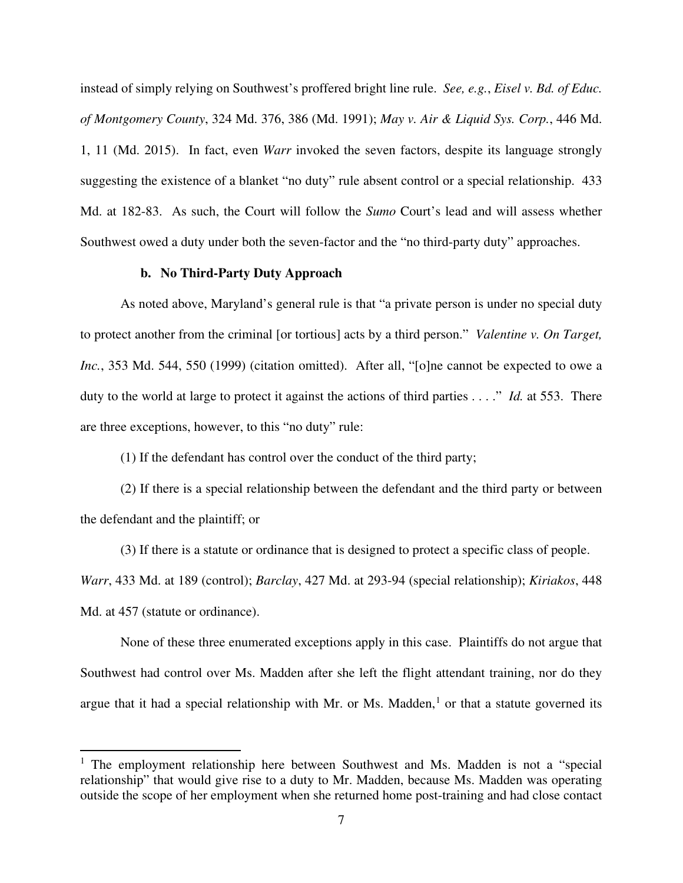instead of simply relying on Southwest's proffered bright line rule. *See, e.g.*, *Eisel v. Bd. of Educ. of Montgomery County*, 324 Md. 376, 386 (Md. 1991); *May v. Air & Liquid Sys. Corp.*, 446 Md. 1, 11 (Md. 2015). In fact, even *Warr* invoked the seven factors, despite its language strongly suggesting the existence of a blanket "no duty" rule absent control or a special relationship. 433 Md. at 182-83. As such, the Court will follow the *Sumo* Court's lead and will assess whether Southwest owed a duty under both the seven-factor and the "no third-party duty" approaches.

**b. No Third-Party Duty Approach**

As noted above, Maryland's general rule is that "a private person is under no special duty to protect another from the criminal [or tortious] acts by a third person." *Valentine v. On Target, Inc.*, 353 Md. 544, 550 (1999) (citation omitted). After all, "[o]ne cannot be expected to owe a duty to the world at large to protect it against the actions of third parties . . . ." *Id.* at 553. There are three exceptions, however, to this "no duty" rule:

(1) If the defendant has control over the conduct of the third party;

(2) If there is a special relationship between the defendant and the third party or between the defendant and the plaintiff; or

(3) If there is a statute or ordinance that is designed to protect a specific class of people.

*Warr*, 433 Md. at 189 (control); *Barclay*, 427 Md. at 293-94 (special relationship); *Kiriakos*, 448 Md. at 457 (statute or ordinance).

None of these three enumerated exceptions apply in this case. Plaintiffs do not argue that Southwest had control over Ms. Madden after she left the flight attendant training, nor do they argue that it had a special relationship with Mr. or Ms. Madden,[1] or that a statute governed its

[1] The employment relationship here between Southwest and Ms. Madden is not a "special relationship" that would give rise to a duty to Mr. Madden, because Ms. Madden was operating outside the scope of her employment when she returned home post-training and had close contact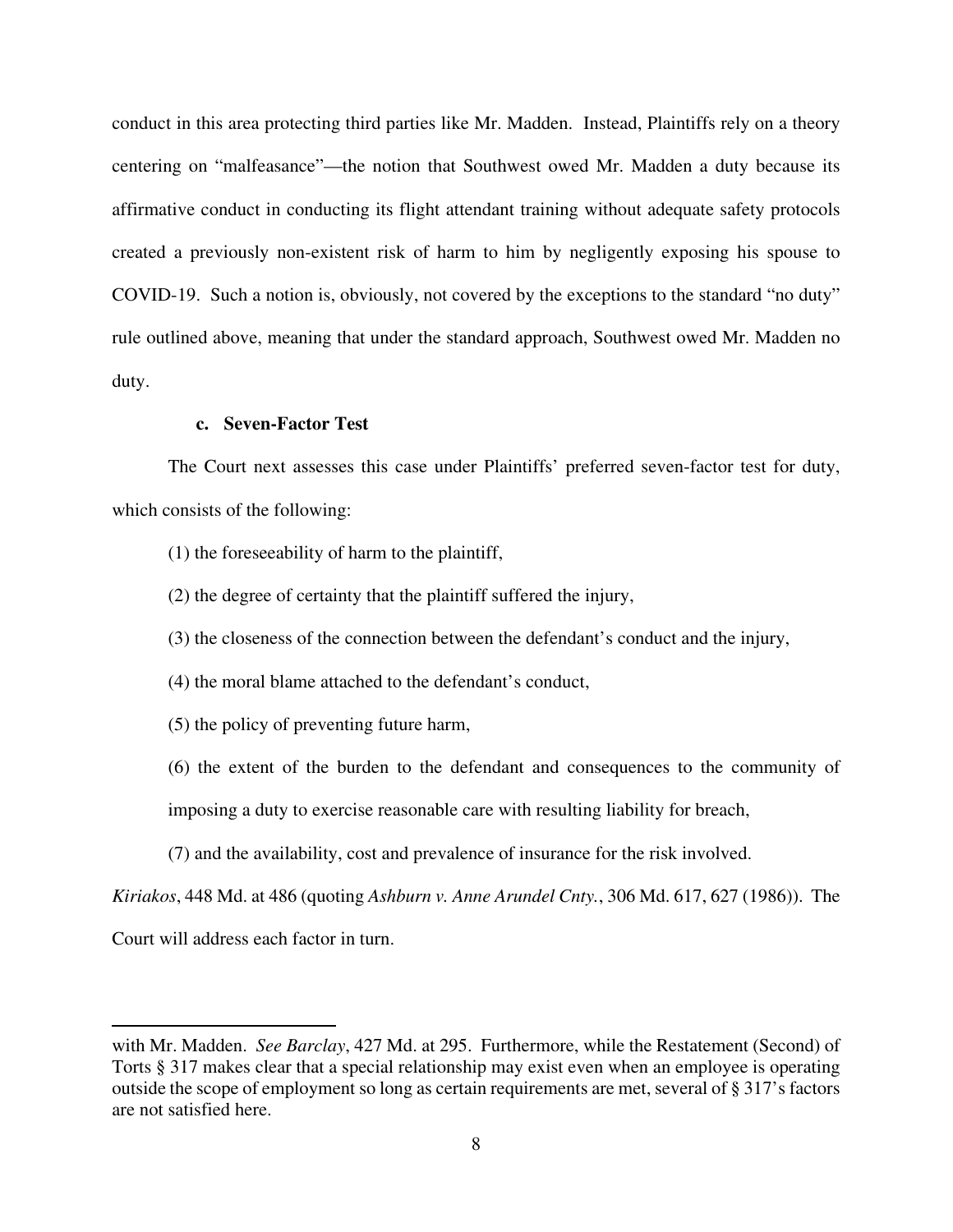conduct in this area protecting third parties like Mr. Madden. Instead, Plaintiffs rely on a theory centering on "malfeasance"—the notion that Southwest owed Mr. Madden a duty because its affirmative conduct in conducting its flight attendant training without adequate safety protocols created a previously non-existent risk of harm to him by negligently exposing his spouse to COVID-19. Such a notion is, obviously, not covered by the exceptions to the standard "no duty" rule outlined above, meaning that under the standard approach, Southwest owed Mr. Madden no duty.

#### c. Seven-Factor Test

The Court next assesses this case under Plaintiffs' preferred seven-factor test for duty, which consists of the following:

> (1) the foreseeability of harm to the plaintiff,
>
> (2) the degree of certainty that the plaintiff suffered the injury,
>
> (3) the closeness of the connection between the defendant's conduct and the injury,
>
> (4) the moral blame attached to the defendant's conduct,
>
> (5) the policy of preventing future harm,
>
> (6) the extent of the burden to the defendant and consequences to the community of imposing a duty to exercise reasonable care with resulting liability for breach,
>
> (7) and the availability, cost and prevalence of insurance for the risk involved.

*Kiriakos*, 448 Md. at 486 (quoting *Ashburn v. Anne Arundel Cnty.*, 306 Md. 617, 627 (1986)). The Court will address each factor in turn.

---

with Mr. Madden. *See Barclay*, 427 Md. at 295. Furthermore, while the Restatement (Second) of Torts § 317 makes clear that a special relationship may exist even when an employee is operating outside the scope of employment so long as certain requirements are met, several of § 317's factors are not satisfied here.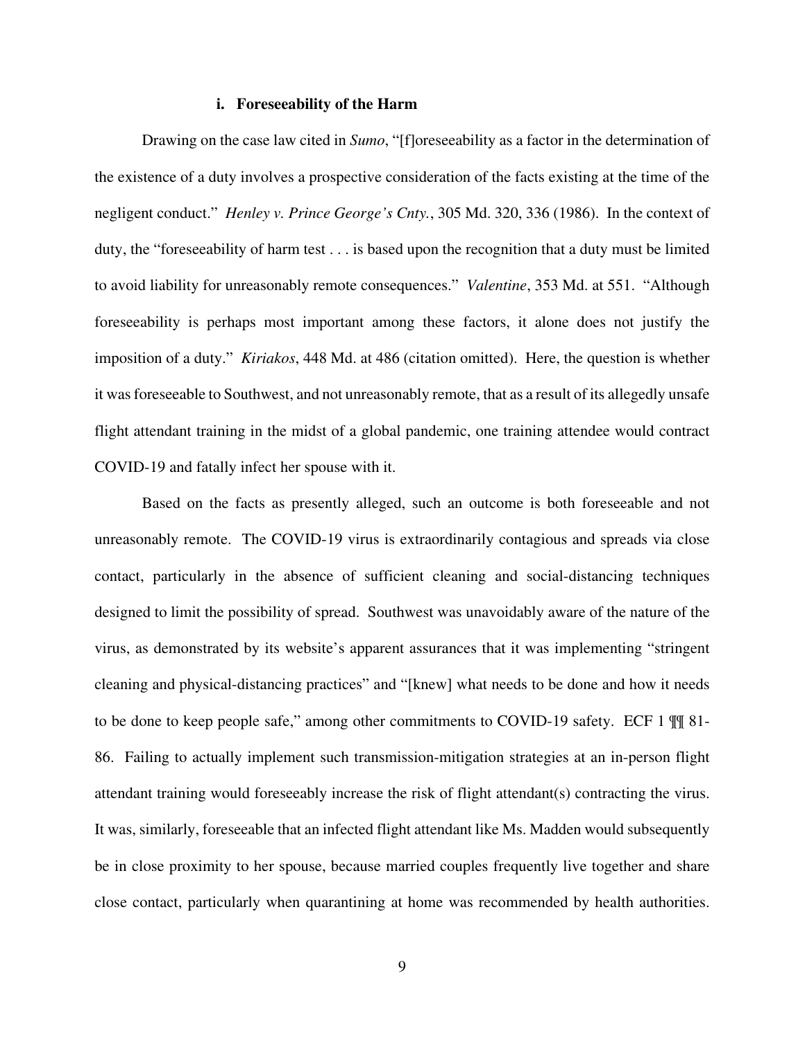#### i. Foreseeability of the Harm

Drawing on the case law cited in *Sumo*, "[f]oreseeability as a factor in the determination of the existence of a duty involves a prospective consideration of the facts existing at the time of the negligent conduct." *Henley v. Prince George's Cnty.*, 305 Md. 320, 336 (1986). In the context of duty, the "foreseeability of harm test . . . is based upon the recognition that a duty must be limited to avoid liability for unreasonably remote consequences." *Valentine*, 353 Md. at 551. "Although foreseeability is perhaps most important among these factors, it alone does not justify the imposition of a duty." *Kiriakos*, 448 Md. at 486 (citation omitted). Here, the question is whether it was foreseeable to Southwest, and not unreasonably remote, that as a result of its allegedly unsafe flight attendant training in the midst of a global pandemic, one training attendee would contract COVID-19 and fatally infect her spouse with it.

Based on the facts as presently alleged, such an outcome is both foreseeable and not unreasonably remote. The COVID-19 virus is extraordinarily contagious and spreads via close contact, particularly in the absence of sufficient cleaning and social-distancing techniques designed to limit the possibility of spread. Southwest was unavoidably aware of the nature of the virus, as demonstrated by its website's apparent assurances that it was implementing "stringent cleaning and physical-distancing practices" and "[knew] what needs to be done and how it needs to be done to keep people safe," among other commitments to COVID-19 safety. ECF 1 ¶¶ 81-86. Failing to actually implement such transmission-mitigation strategies at an in-person flight attendant training would foreseeably increase the risk of flight attendant(s) contracting the virus. It was, similarly, foreseeable that an infected flight attendant like Ms. Madden would subsequently be in close proximity to her spouse, because married couples frequently live together and share close contact, particularly when quarantining at home was recommended by health authorities.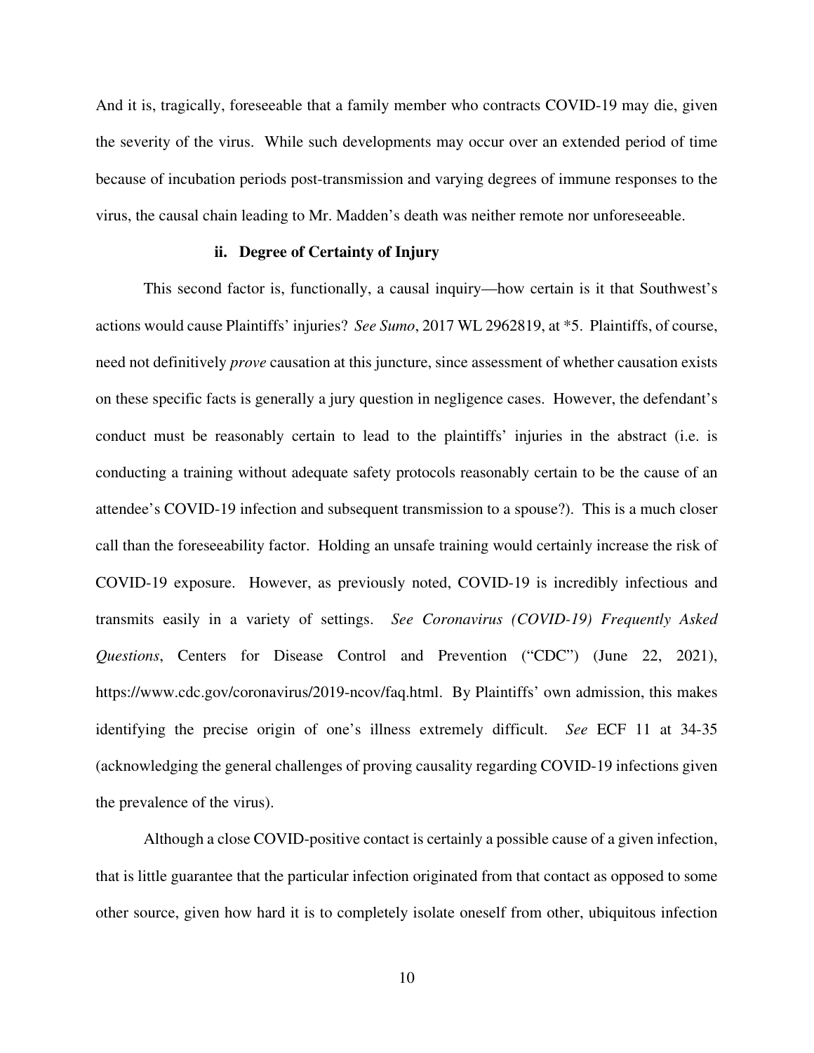And it is, tragically, foreseeable that a family member who contracts COVID-19 may die, given the severity of the virus. While such developments may occur over an extended period of time because of incubation periods post-transmission and varying degrees of immune responses to the virus, the causal chain leading to Mr. Madden's death was neither remote nor unforeseeable.

#### ii. Degree of Certainty of Injury

This second factor is, functionally, a causal inquiry—how certain is it that Southwest's actions would cause Plaintiffs' injuries? *See Sumo*, 2017 WL 2962819, at \*5. Plaintiffs, of course, need not definitively *prove* causation at this juncture, since assessment of whether causation exists on these specific facts is generally a jury question in negligence cases. However, the defendant's conduct must be reasonably certain to lead to the plaintiffs' injuries in the abstract (i.e. is conducting a training without adequate safety protocols reasonably certain to be the cause of an attendee's COVID-19 infection and subsequent transmission to a spouse?). This is a much closer call than the foreseeability factor. Holding an unsafe training would certainly increase the risk of COVID-19 exposure. However, as previously noted, COVID-19 is incredibly infectious and transmits easily in a variety of settings. *See Coronavirus (COVID-19) Frequently Asked Questions*, Centers for Disease Control and Prevention ("CDC") (June 22, 2021), https://www.cdc.gov/coronavirus/2019-ncov/faq.html. By Plaintiffs' own admission, this makes identifying the precise origin of one's illness extremely difficult. *See* ECF 11 at 34-35 (acknowledging the general challenges of proving causality regarding COVID-19 infections given the prevalence of the virus).

Although a close COVID-positive contact is certainly a possible cause of a given infection, that is little guarantee that the particular infection originated from that contact as opposed to some other source, given how hard it is to completely isolate oneself from other, ubiquitous infection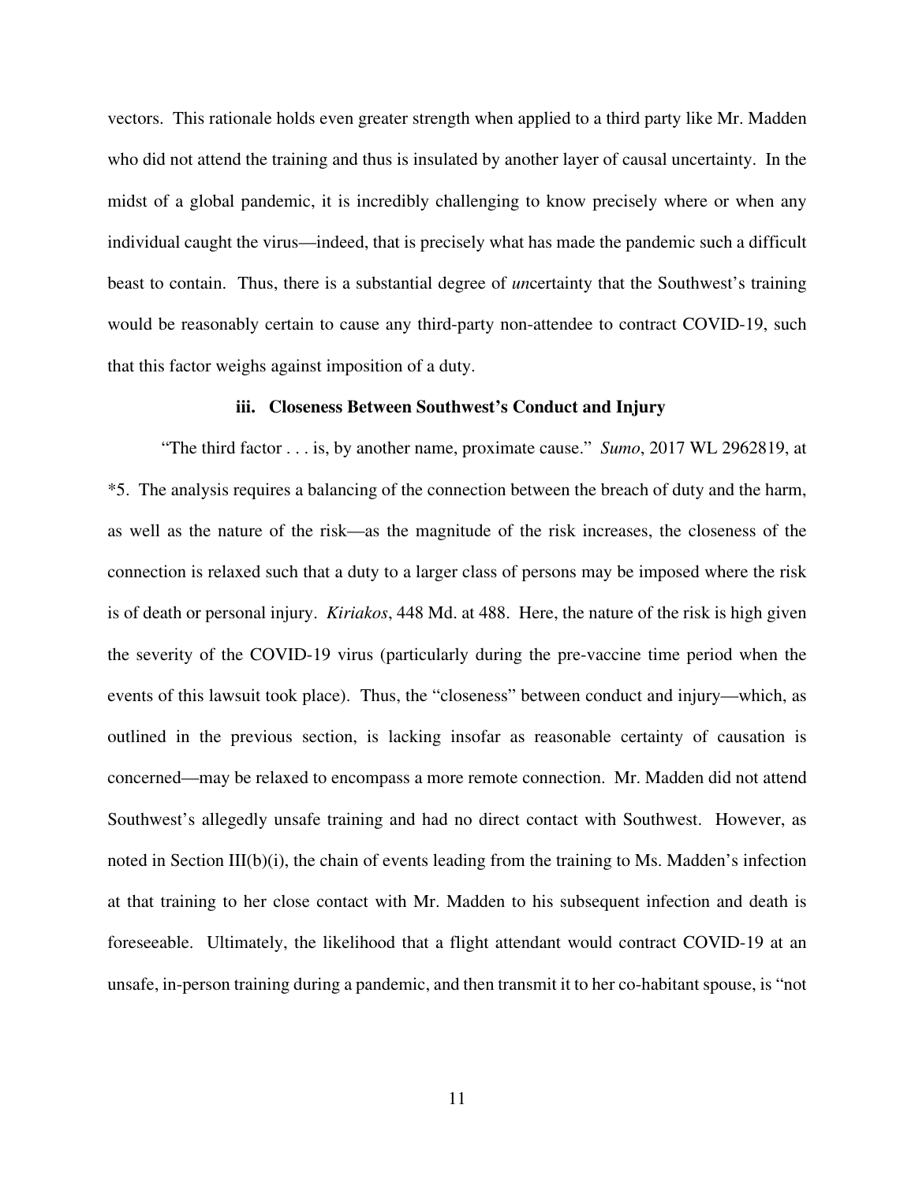vectors. This rationale holds even greater strength when applied to a third party like Mr. Madden who did not attend the training and thus is insulated by another layer of causal uncertainty. In the midst of a global pandemic, it is incredibly challenging to know precisely where or when any individual caught the virus—indeed, that is precisely what has made the pandemic such a difficult beast to contain. Thus, there is a substantial degree of *un*certainty that the Southwest's training would be reasonably certain to cause any third-party non-attendee to contract COVID-19, such that this factor weighs against imposition of a duty.

### iii. Closeness Between Southwest's Conduct and Injury

"The third factor . . . is, by another name, proximate cause." *Sumo*, 2017 WL 2962819, at *5. The analysis requires a balancing of the connection between the breach of duty and the harm, as well as the nature of the risk—as the magnitude of the risk increases, the closeness of the connection is relaxed such that a duty to a larger class of persons may be imposed where the risk is of death or personal injury. *Kiriakos*, 448 Md. at 488. Here, the nature of the risk is high given the severity of the COVID-19 virus (particularly during the pre-vaccine time period when the events of this lawsuit took place). Thus, the "closeness" between conduct and injury—which, as outlined in the previous section, is lacking insofar as reasonable certainty of causation is concerned—may be relaxed to encompass a more remote connection. Mr. Madden did not attend Southwest's allegedly unsafe training and had no direct contact with Southwest. However, as noted in Section III(b)(i), the chain of events leading from the training to Ms. Madden's infection at that training to her close contact with Mr. Madden to his subsequent infection and death is foreseeable. Ultimately, the likelihood that a flight attendant would contract COVID-19 at an unsafe, in-person training during a pandemic, and then transmit it to her co-habitant spouse, is "not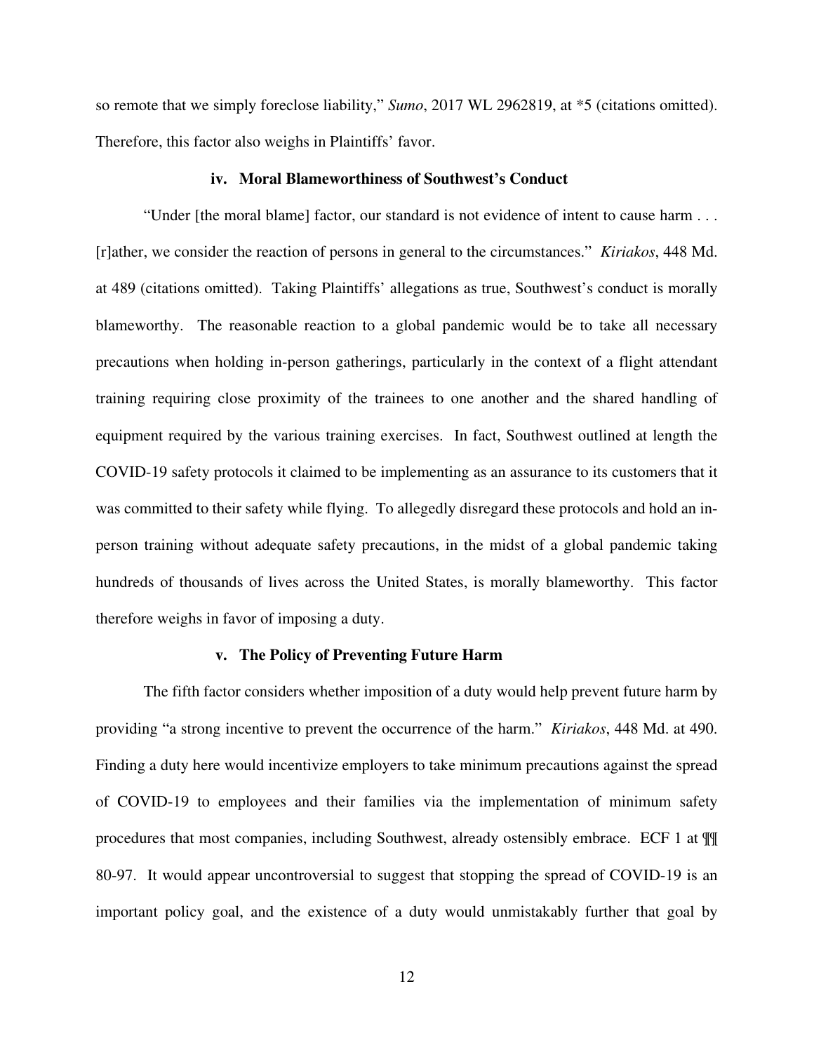so remote that we simply foreclose liability," *Sumo*, 2017 WL 2962819, at *5 (citations omitted). Therefore, this factor also weighs in Plaintiffs' favor.

### iv. Moral Blameworthiness of Southwest's Conduct

"Under [the moral blame] factor, our standard is not evidence of intent to cause harm . . . [r]ather, we consider the reaction of persons in general to the circumstances." *Kiriakos*, 448 Md. at 489 (citations omitted). Taking Plaintiffs' allegations as true, Southwest's conduct is morally blameworthy. The reasonable reaction to a global pandemic would be to take all necessary precautions when holding in-person gatherings, particularly in the context of a flight attendant training requiring close proximity of the trainees to one another and the shared handling of equipment required by the various training exercises. In fact, Southwest outlined at length the COVID-19 safety protocols it claimed to be implementing as an assurance to its customers that it was committed to their safety while flying. To allegedly disregard these protocols and hold an in-person training without adequate safety precautions, in the midst of a global pandemic taking hundreds of thousands of lives across the United States, is morally blameworthy. This factor therefore weighs in favor of imposing a duty.

### v. The Policy of Preventing Future Harm

The fifth factor considers whether imposition of a duty would help prevent future harm by providing "a strong incentive to prevent the occurrence of the harm." *Kiriakos*, 448 Md. at 490. Finding a duty here would incentivize employers to take minimum precautions against the spread of COVID-19 to employees and their families via the implementation of minimum safety procedures that most companies, including Southwest, already ostensibly embrace. ECF 1 at ¶¶ 80-97. It would appear uncontroversial to suggest that stopping the spread of COVID-19 is an important policy goal, and the existence of a duty would unmistakably further that goal by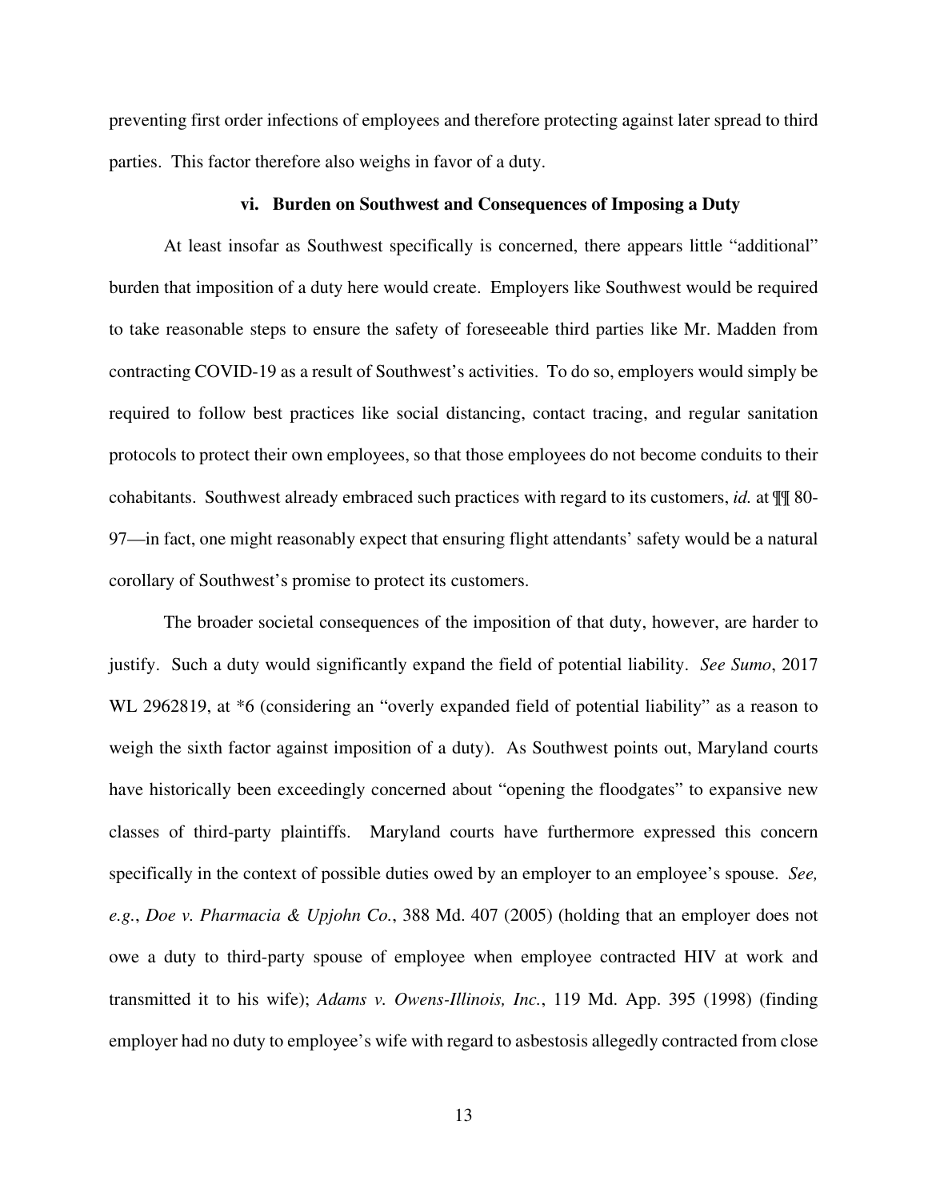preventing first order infections of employees and therefore protecting against later spread to third parties. This factor therefore also weighs in favor of a duty.

#### vi. Burden on Southwest and Consequences of Imposing a Duty

At least insofar as Southwest specifically is concerned, there appears little "additional" burden that imposition of a duty here would create. Employers like Southwest would be required to take reasonable steps to ensure the safety of foreseeable third parties like Mr. Madden from contracting COVID-19 as a result of Southwest's activities. To do so, employers would simply be required to follow best practices like social distancing, contact tracing, and regular sanitation protocols to protect their own employees, so that those employees do not become conduits to their cohabitants. Southwest already embraced such practices with regard to its customers, *id.* at ¶¶ 80-97—in fact, one might reasonably expect that ensuring flight attendants' safety would be a natural corollary of Southwest's promise to protect its customers.

The broader societal consequences of the imposition of that duty, however, are harder to justify. Such a duty would significantly expand the field of potential liability. *See Sumo*, 2017 WL 2962819, at *6 (considering an "overly expanded field of potential liability" as a reason to weigh the sixth factor against imposition of a duty). As Southwest points out, Maryland courts have historically been exceedingly concerned about "opening the floodgates" to expansive new classes of third-party plaintiffs. Maryland courts have furthermore expressed this concern specifically in the context of possible duties owed by an employer to an employee's spouse. *See, e.g.*, *Doe v. Pharmacia & Upjohn Co.*, 388 Md. 407 (2005) (holding that an employer does not owe a duty to third-party spouse of employee when employee contracted HIV at work and transmitted it to his wife); *Adams v. Owens-Illinois, Inc.*, 119 Md. App. 395 (1998) (finding employer had no duty to employee's wife with regard to asbestosis allegedly contracted from close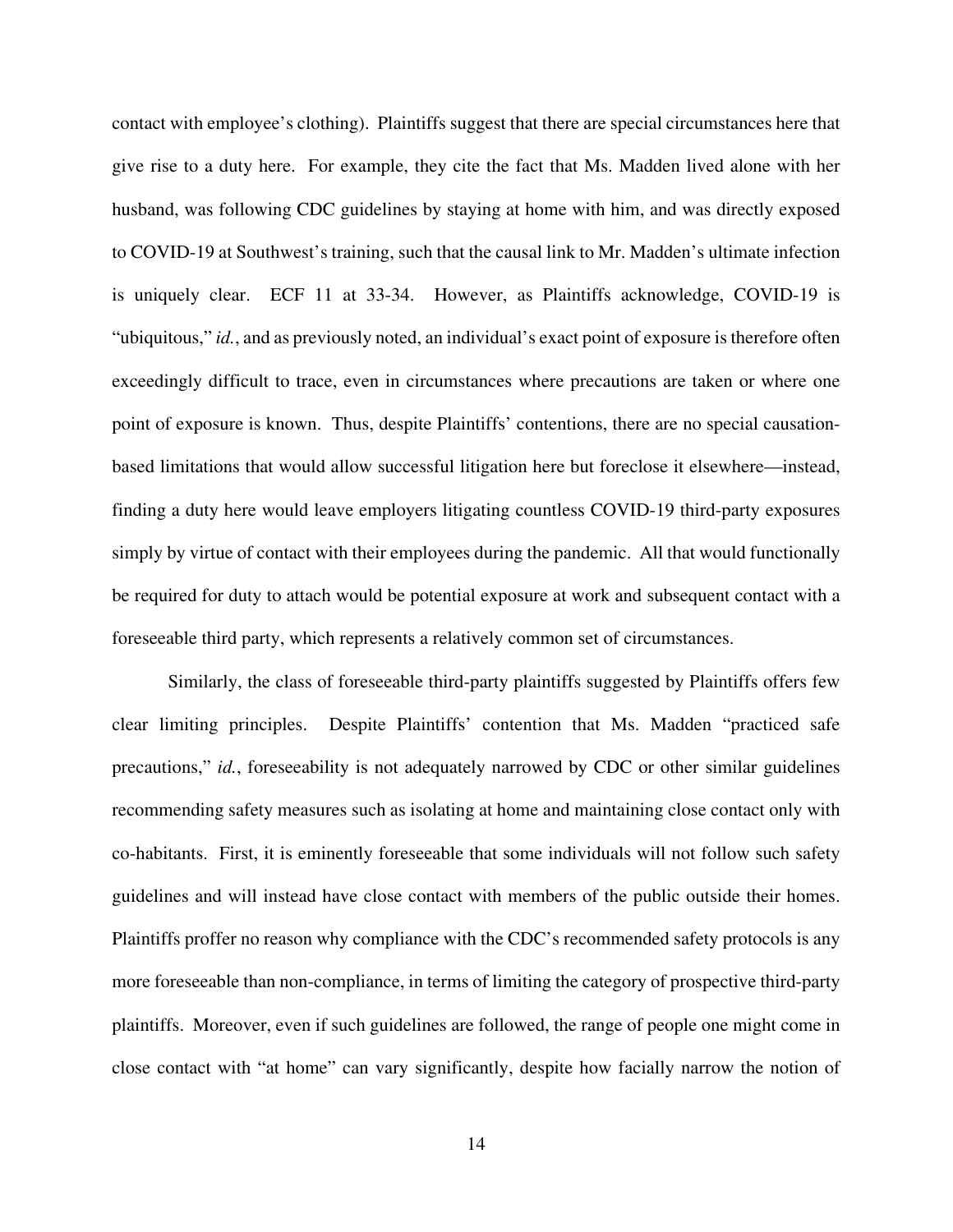contact with employee's clothing). Plaintiffs suggest that there are special circumstances here that give rise to a duty here. For example, they cite the fact that Ms. Madden lived alone with her husband, was following CDC guidelines by staying at home with him, and was directly exposed to COVID-19 at Southwest's training, such that the causal link to Mr. Madden's ultimate infection is uniquely clear. ECF 11 at 33-34. However, as Plaintiffs acknowledge, COVID-19 is "ubiquitous," *id.*, and as previously noted, an individual's exact point of exposure is therefore often exceedingly difficult to trace, even in circumstances where precautions are taken or where one point of exposure is known. Thus, despite Plaintiffs' contentions, there are no special causation-based limitations that would allow successful litigation here but foreclose it elsewhere—instead, finding a duty here would leave employers litigating countless COVID-19 third-party exposures simply by virtue of contact with their employees during the pandemic. All that would functionally be required for duty to attach would be potential exposure at work and subsequent contact with a foreseeable third party, which represents a relatively common set of circumstances.

Similarly, the class of foreseeable third-party plaintiffs suggested by Plaintiffs offers few clear limiting principles. Despite Plaintiffs' contention that Ms. Madden "practiced safe precautions," *id.*, foreseeability is not adequately narrowed by CDC or other similar guidelines recommending safety measures such as isolating at home and maintaining close contact only with co-habitants. First, it is eminently foreseeable that some individuals will not follow such safety guidelines and will instead have close contact with members of the public outside their homes. Plaintiffs proffer no reason why compliance with the CDC's recommended safety protocols is any more foreseeable than non-compliance, in terms of limiting the category of prospective third-party plaintiffs. Moreover, even if such guidelines are followed, the range of people one might come in close contact with "at home" can vary significantly, despite how facially narrow the notion of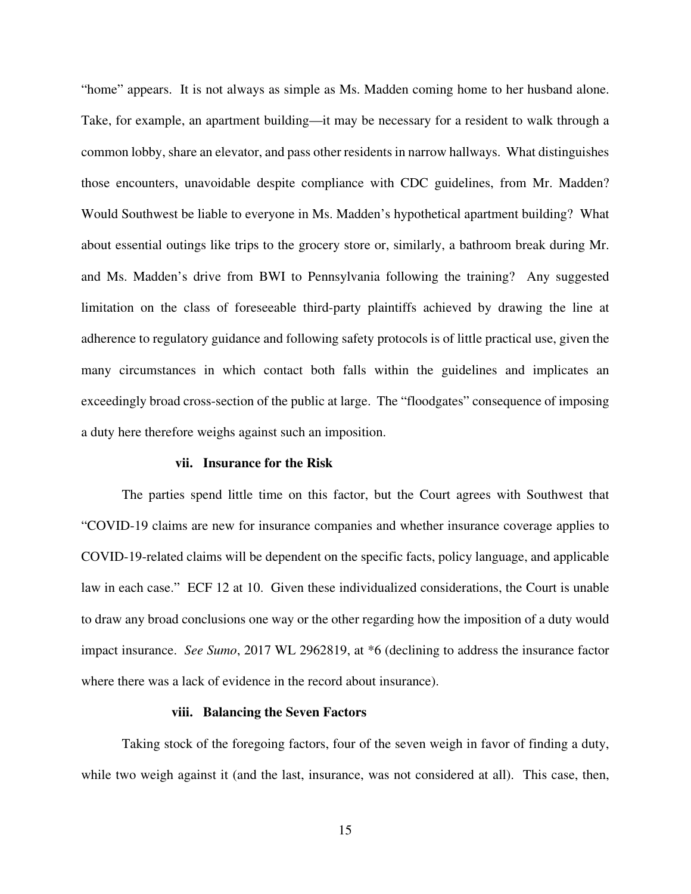"home" appears. It is not always as simple as Ms. Madden coming home to her husband alone. Take, for example, an apartment building—it may be necessary for a resident to walk through a common lobby, share an elevator, and pass other residents in narrow hallways. What distinguishes those encounters, unavoidable despite compliance with CDC guidelines, from Mr. Madden? Would Southwest be liable to everyone in Ms. Madden's hypothetical apartment building? What about essential outings like trips to the grocery store or, similarly, a bathroom break during Mr. and Ms. Madden's drive from BWI to Pennsylvania following the training? Any suggested limitation on the class of foreseeable third-party plaintiffs achieved by drawing the line at adherence to regulatory guidance and following safety protocols is of little practical use, given the many circumstances in which contact both falls within the guidelines and implicates an exceedingly broad cross-section of the public at large. The "floodgates" consequence of imposing a duty here therefore weighs against such an imposition.

#### vii. Insurance for the Risk

The parties spend little time on this factor, but the Court agrees with Southwest that "COVID-19 claims are new for insurance companies and whether insurance coverage applies to COVID-19-related claims will be dependent on the specific facts, policy language, and applicable law in each case." ECF 12 at 10. Given these individualized considerations, the Court is unable to draw any broad conclusions one way or the other regarding how the imposition of a duty would impact insurance. *See Sumo*, 2017 WL 2962819, at *6 (declining to address the insurance factor where there was a lack of evidence in the record about insurance).

#### viii. Balancing the Seven Factors

Taking stock of the foregoing factors, four of the seven weigh in favor of finding a duty, while two weigh against it (and the last, insurance, was not considered at all). This case, then,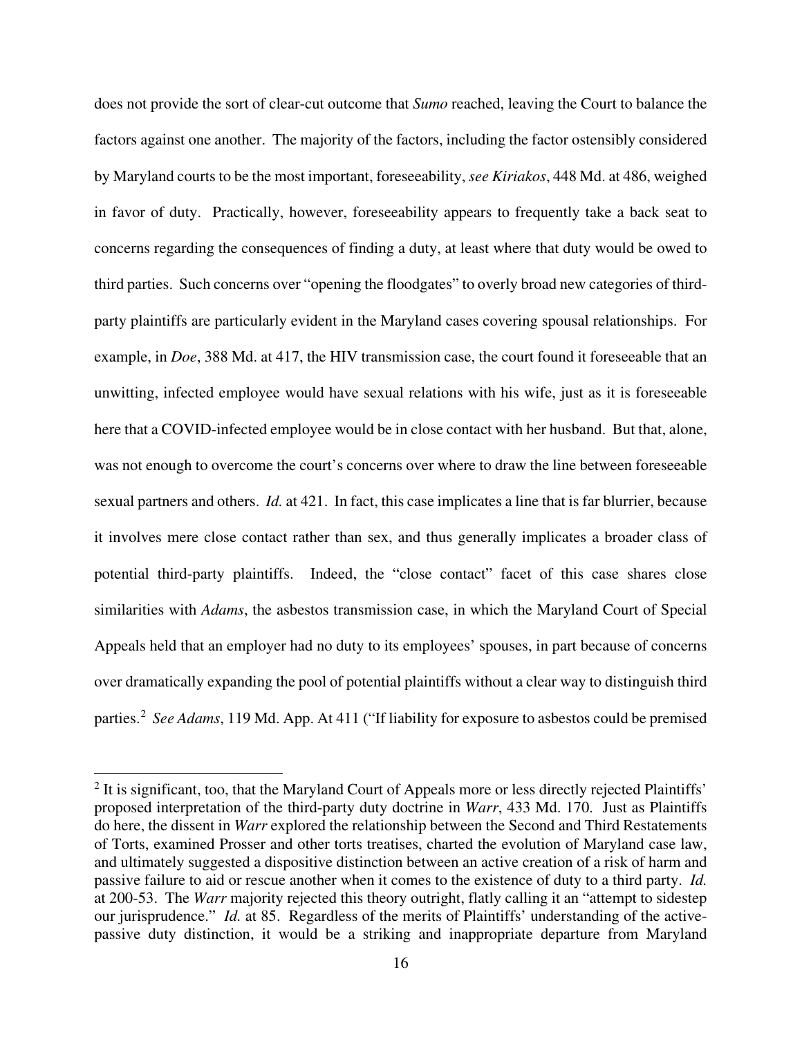does not provide the sort of clear-cut outcome that *Sumo* reached, leaving the Court to balance the factors against one another. The majority of the factors, including the factor ostensibly considered by Maryland courts to be the most important, foreseeability, *see Kiriakos*, 448 Md. at 486, weighed in favor of duty. Practically, however, foreseeability appears to frequently take a back seat to concerns regarding the consequences of finding a duty, at least where that duty would be owed to third parties. Such concerns over "opening the floodgates" to overly broad new categories of third-party plaintiffs are particularly evident in the Maryland cases covering spousal relationships. For example, in *Doe*, 388 Md. at 417, the HIV transmission case, the court found it foreseeable that an unwitting, infected employee would have sexual relations with his wife, just as it is foreseeable here that a COVID-infected employee would be in close contact with her husband. But that, alone, was not enough to overcome the court's concerns over where to draw the line between foreseeable sexual partners and others. *Id.* at 421. In fact, this case implicates a line that is far blurrier, because it involves mere close contact rather than sex, and thus generally implicates a broader class of potential third-party plaintiffs. Indeed, the "close contact" facet of this case shares close similarities with *Adams*, the asbestos transmission case, in which the Maryland Court of Special Appeals held that an employer had no duty to its employees' spouses, in part because of concerns over dramatically expanding the pool of potential plaintiffs without a clear way to distinguish third parties.[2] *See Adams*, 119 Md. App. At 411 ("If liability for exposure to asbestos could be premised

[2] It is significant, too, that the Maryland Court of Appeals more or less directly rejected Plaintiffs' proposed interpretation of the third-party duty doctrine in *Warr*, 433 Md. 170. Just as Plaintiffs do here, the dissent in *Warr* explored the relationship between the Second and Third Restatements of Torts, examined Prosser and other torts treatises, charted the evolution of Maryland case law, and ultimately suggested a dispositive distinction between an active creation of a risk of harm and passive failure to aid or rescue another when it comes to the existence of duty to a third party. *Id.* at 200-53. The *Warr* majority rejected this theory outright, flatly calling it an "attempt to sidestep our jurisprudence." *Id.* at 85. Regardless of the merits of Plaintiffs' understanding of the active-passive duty distinction, it would be a striking and inappropriate departure from Maryland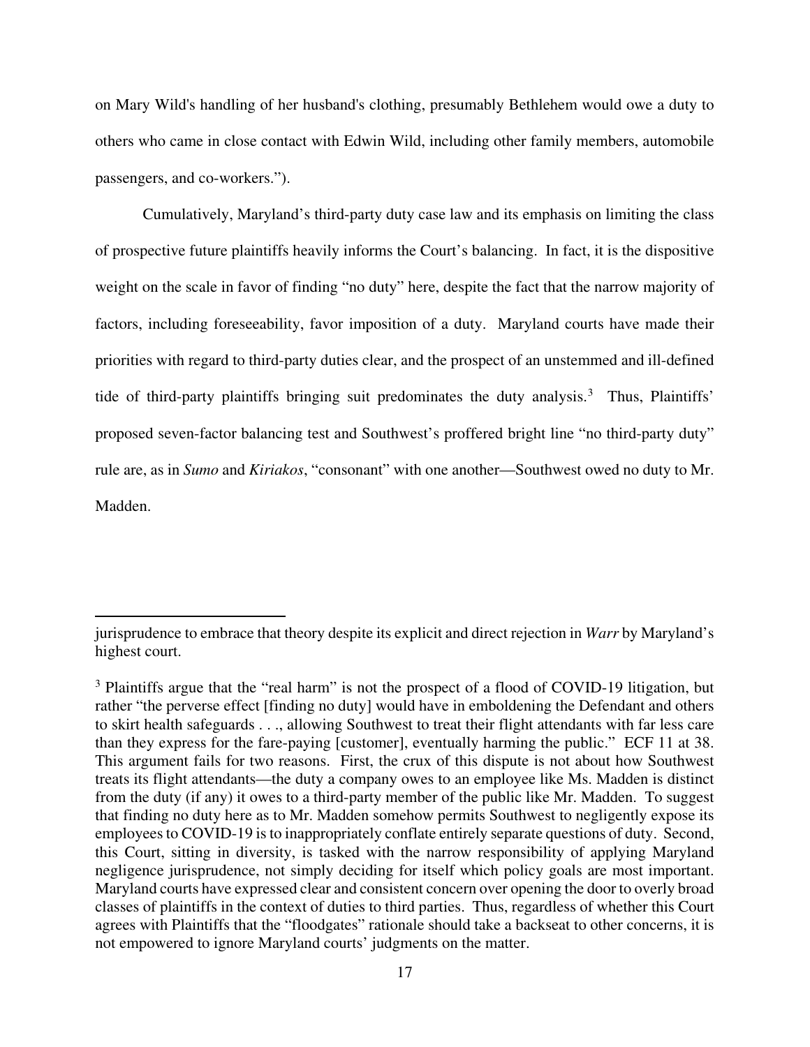on Mary Wild's handling of her husband's clothing, presumably Bethlehem would owe a duty to others who came in close contact with Edwin Wild, including other family members, automobile passengers, and co-workers.").

Cumulatively, Maryland's third-party duty case law and its emphasis on limiting the class of prospective future plaintiffs heavily informs the Court's balancing. In fact, it is the dispositive weight on the scale in favor of finding "no duty" here, despite the fact that the narrow majority of factors, including foreseeability, favor imposition of a duty. Maryland courts have made their priorities with regard to third-party duties clear, and the prospect of an unstemmed and ill-defined tide of third-party plaintiffs bringing suit predominates the duty analysis.[3] Thus, Plaintiffs' proposed seven-factor balancing test and Southwest's proffered bright line "no third-party duty" rule are, as in *Sumo* and *Kiriakos*, "consonant" with one another—Southwest owed no duty to Mr. Madden.

---

jurisprudence to embrace that theory despite its explicit and direct rejection in *Warr* by Maryland's highest court.

[3] Plaintiffs argue that the "real harm" is not the prospect of a flood of COVID-19 litigation, but rather "the perverse effect [finding no duty] would have in emboldening the Defendant and others to skirt health safeguards . . ., allowing Southwest to treat their flight attendants with far less care than they express for the fare-paying [customer], eventually harming the public." ECF 11 at 38. This argument fails for two reasons. First, the crux of this dispute is not about how Southwest treats its flight attendants—the duty a company owes to an employee like Ms. Madden is distinct from the duty (if any) it owes to a third-party member of the public like Mr. Madden. To suggest that finding no duty here as to Mr. Madden somehow permits Southwest to negligently expose its employees to COVID-19 is to inappropriately conflate entirely separate questions of duty. Second, this Court, sitting in diversity, is tasked with the narrow responsibility of applying Maryland negligence jurisprudence, not simply deciding for itself which policy goals are most important. Maryland courts have expressed clear and consistent concern over opening the door to overly broad classes of plaintiffs in the context of duties to third parties. Thus, regardless of whether this Court agrees with Plaintiffs that the "floodgates" rationale should take a backseat to other concerns, it is not empowered to ignore Maryland courts' judgments on the matter.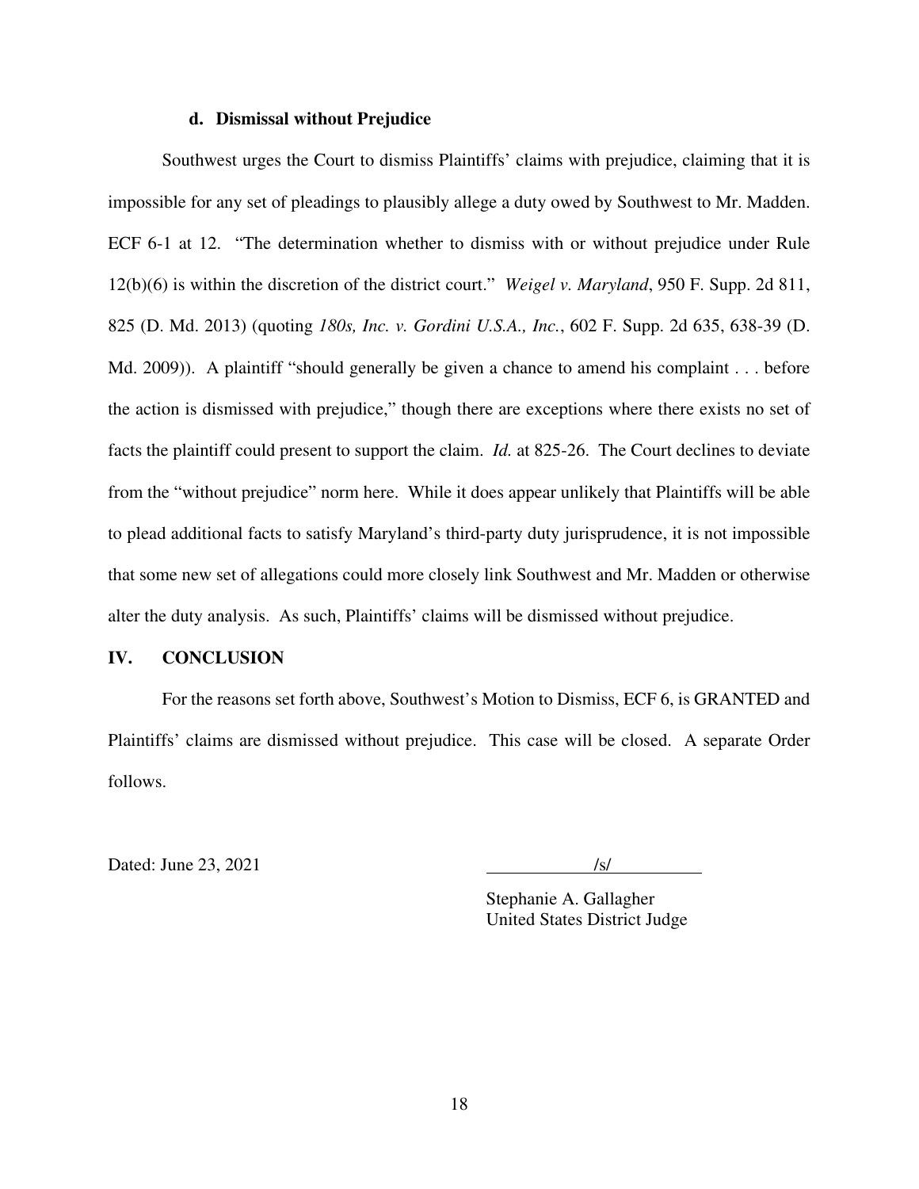### d. Dismissal without Prejudice

Southwest urges the Court to dismiss Plaintiffs' claims with prejudice, claiming that it is impossible for any set of pleadings to plausibly allege a duty owed by Southwest to Mr. Madden. ECF 6-1 at 12. "The determination whether to dismiss with or without prejudice under Rule 12(b)(6) is within the discretion of the district court." *Weigel v. Maryland*, 950 F. Supp. 2d 811, 825 (D. Md. 2013) (quoting *180s, Inc. v. Gordini U.S.A., Inc.*, 602 F. Supp. 2d 635, 638-39 (D. Md. 2009)). A plaintiff "should generally be given a chance to amend his complaint . . . before the action is dismissed with prejudice," though there are exceptions where there exists no set of facts the plaintiff could present to support the claim. *Id.* at 825-26. The Court declines to deviate from the "without prejudice" norm here. While it does appear unlikely that Plaintiffs will be able to plead additional facts to satisfy Maryland's third-party duty jurisprudence, it is not impossible that some new set of allegations could more closely link Southwest and Mr. Madden or otherwise alter the duty analysis. As such, Plaintiffs' claims will be dismissed without prejudice.

## IV. CONCLUSION

For the reasons set forth above, Southwest's Motion to Dismiss, ECF 6, is GRANTED and Plaintiffs' claims are dismissed without prejudice. This case will be closed. A separate Order follows.

Dated: June 23, 2021

/s/

Stephanie A. Gallagher
United States District Judge